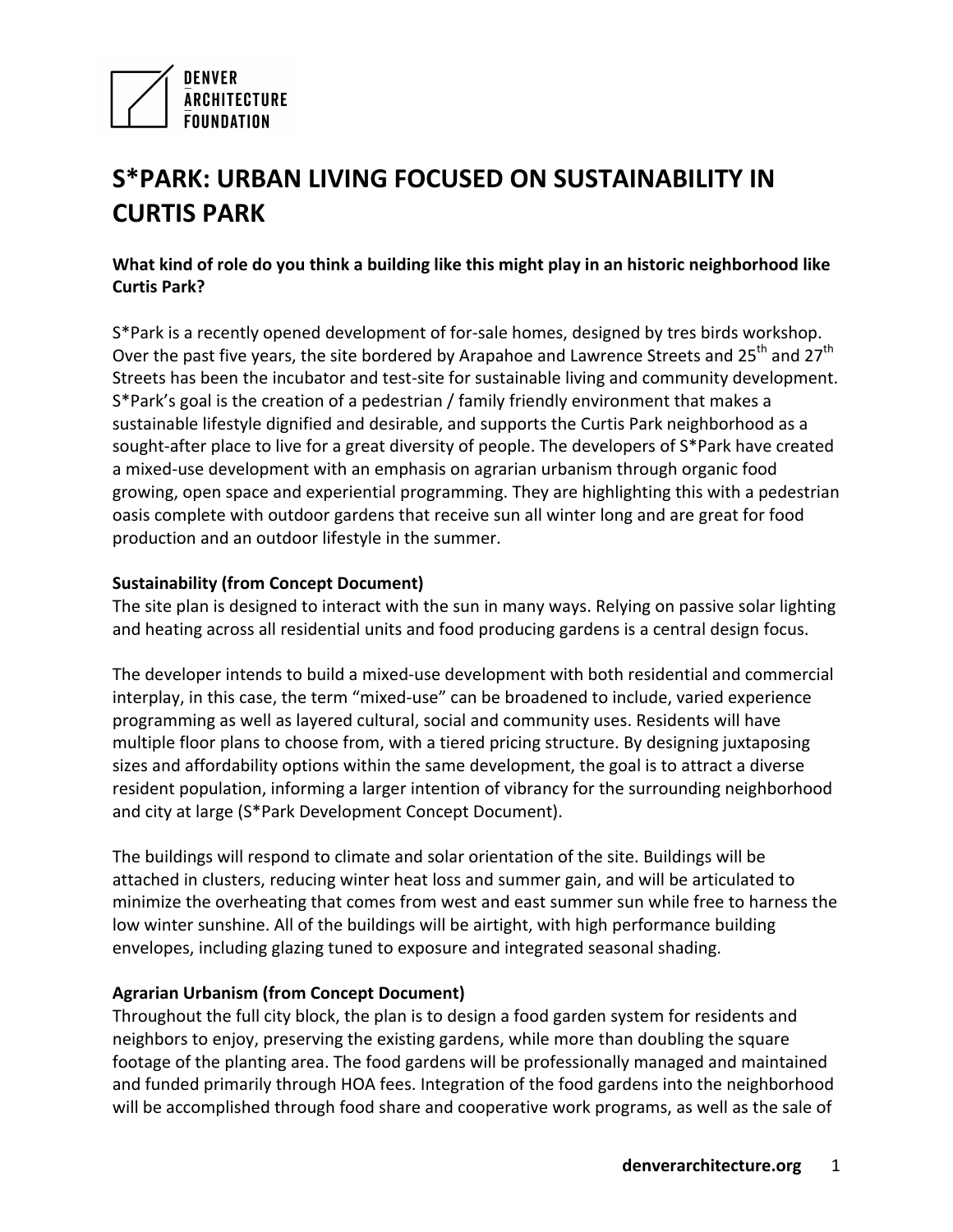DENVER ARCHITECTURE FOUNDATION

# S*PARK: URBAN LIVING FOCUSED ON SUSTAINABILITY IN CURTIS PARK

**What kind of role do you think a building like this might play in an historic neighborhood like Curtis Park?**

S*Park is a recently opened development of for-sale homes, designed by tres birds workshop. Over the past five years, the site bordered by Arapahoe and Lawrence Streets and 25th and 27th Streets has been the incubator and test-site for sustainable living and community development. S*Park's goal is the creation of a pedestrian / family friendly environment that makes a sustainable lifestyle dignified and desirable, and supports the Curtis Park neighborhood as a sought-after place to live for a great diversity of people. The developers of S*Park have created a mixed-use development with an emphasis on agrarian urbanism through organic food growing, open space and experiential programming. They are highlighting this with a pedestrian oasis complete with outdoor gardens that receive sun all winter long and are great for food production and an outdoor lifestyle in the summer.

**Sustainability (from Concept Document)**
The site plan is designed to interact with the sun in many ways. Relying on passive solar lighting and heating across all residential units and food producing gardens is a central design focus.

The developer intends to build a mixed-use development with both residential and commercial interplay, in this case, the term "mixed-use" can be broadened to include, varied experience programming as well as layered cultural, social and community uses. Residents will have multiple floor plans to choose from, with a tiered pricing structure. By designing juxtaposing sizes and affordability options within the same development, the goal is to attract a diverse resident population, informing a larger intention of vibrancy for the surrounding neighborhood and city at large (S*Park Development Concept Document).

The buildings will respond to climate and solar orientation of the site. Buildings will be attached in clusters, reducing winter heat loss and summer gain, and will be articulated to minimize the overheating that comes from west and east summer sun while free to harness the low winter sunshine. All of the buildings will be airtight, with high performance building envelopes, including glazing tuned to exposure and integrated seasonal shading.

**Agrarian Urbanism (from Concept Document)**
Throughout the full city block, the plan is to design a food garden system for residents and neighbors to enjoy, preserving the existing gardens, while more than doubling the square footage of the planting area. The food gardens will be professionally managed and maintained and funded primarily through HOA fees. Integration of the food gardens into the neighborhood will be accomplished through food share and cooperative work programs, as well as the sale of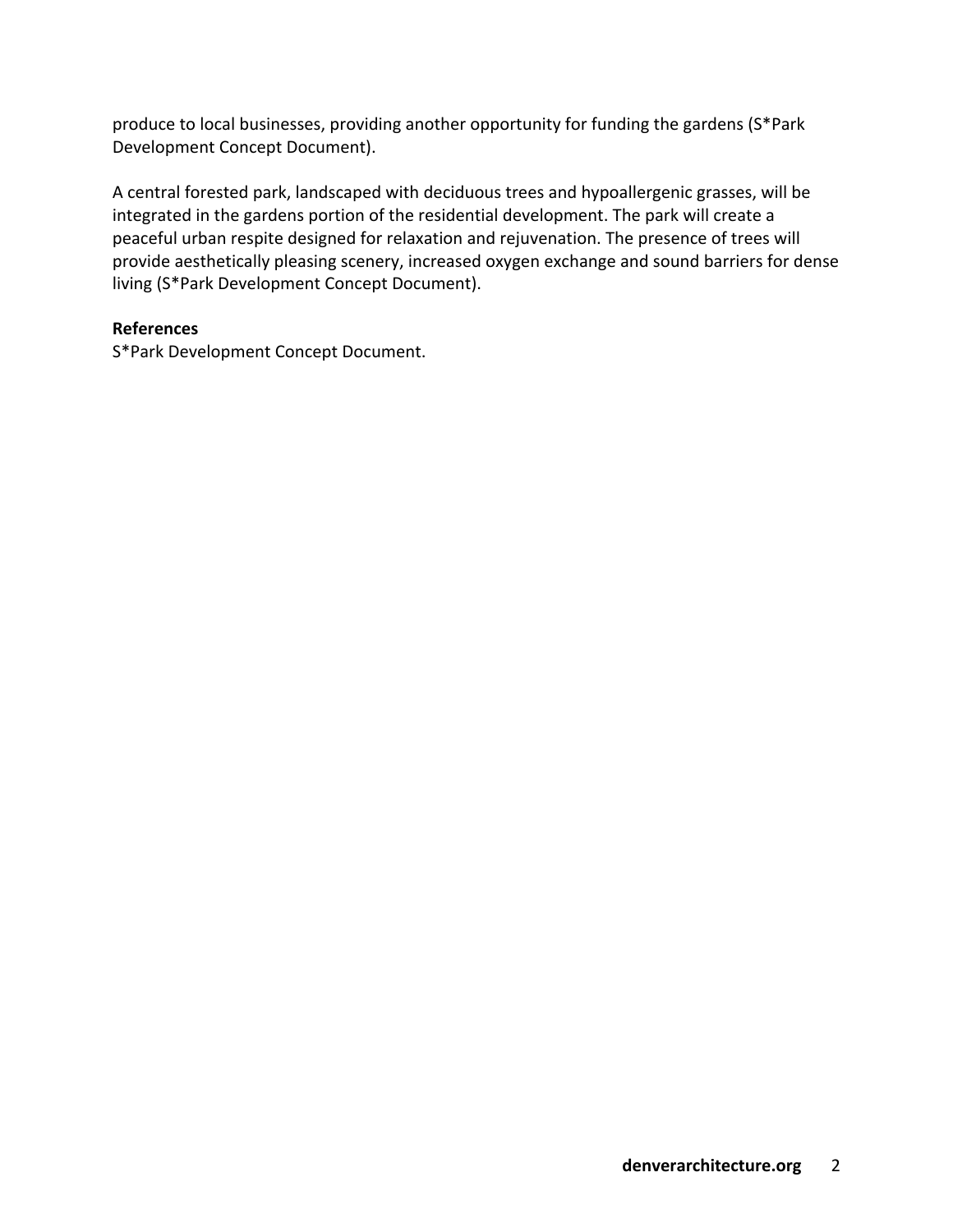produce to local businesses, providing another opportunity for funding the gardens (S*Park Development Concept Document).

A central forested park, landscaped with deciduous trees and hypoallergenic grasses, will be integrated in the gardens portion of the residential development. The park will create a peaceful urban respite designed for relaxation and rejuvenation. The presence of trees will provide aesthetically pleasing scenery, increased oxygen exchange and sound barriers for dense living (S*Park Development Concept Document).

**References**

S*Park Development Concept Document.